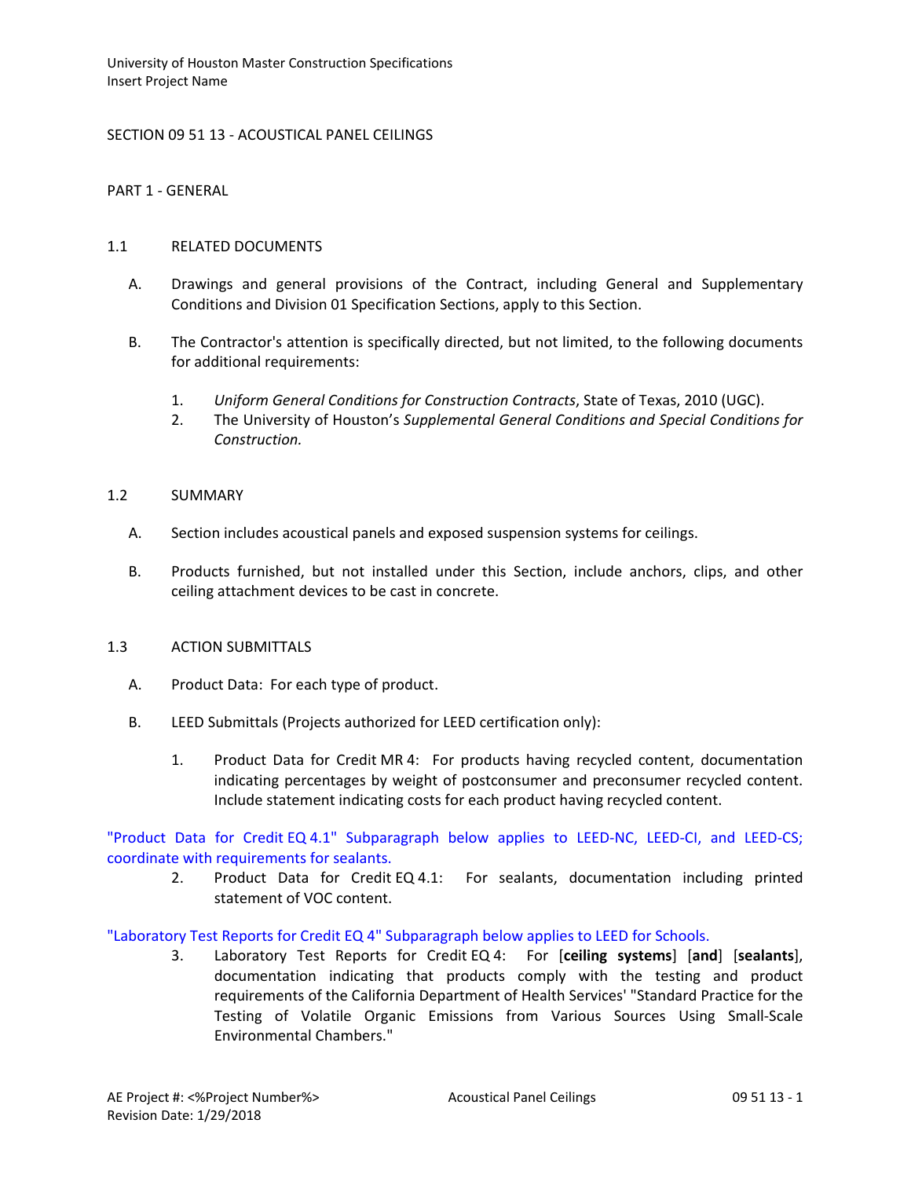SECTION 09 51 13 - ACOUSTICAL PANEL CEILINGS

PART 1 - GENERAL

1.1 RELATED DOCUMENTS

A. Drawings and general provisions of the Contract, including General and Supplementary Conditions and Division 01 Specification Sections, apply to this Section.

B. The Contractor's attention is specifically directed, but not limited, to the following documents for additional requirements:

1. *Uniform General Conditions for Construction Contracts*, State of Texas, 2010 (UGC).
2. The University of Houston's *Supplemental General Conditions and Special Conditions for Construction.*

1.2 SUMMARY

A. Section includes acoustical panels and exposed suspension systems for ceilings.

B. Products furnished, but not installed under this Section, include anchors, clips, and other ceiling attachment devices to be cast in concrete.

1.3 ACTION SUBMITTALS

A. Product Data: For each type of product.

B. LEED Submittals (Projects authorized for LEED certification only):

1. Product Data for Credit MR 4: For products having recycled content, documentation indicating percentages by weight of postconsumer and preconsumer recycled content. Include statement indicating costs for each product having recycled content.

"Product Data for Credit EQ 4.1" Subparagraph below applies to LEED-NC, LEED-CI, and LEED-CS; coordinate with requirements for sealants.

2. Product Data for Credit EQ 4.1: For sealants, documentation including printed statement of VOC content.

"Laboratory Test Reports for Credit EQ 4" Subparagraph below applies to LEED for Schools.

3. Laboratory Test Reports for Credit EQ 4: For [**ceiling systems**] [**and**] [**sealants**], documentation indicating that products comply with the testing and product requirements of the California Department of Health Services' "Standard Practice for the Testing of Volatile Organic Emissions from Various Sources Using Small-Scale Environmental Chambers."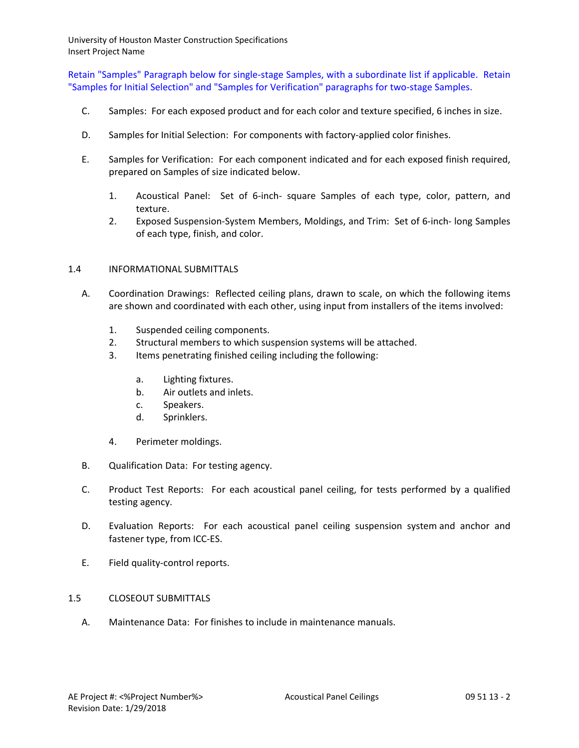Retain "Samples" Paragraph below for single-stage Samples, with a subordinate list if applicable. Retain "Samples for Initial Selection" and "Samples for Verification" paragraphs for two-stage Samples.

C. Samples: For each exposed product and for each color and texture specified, 6 inches in size.

D. Samples for Initial Selection: For components with factory-applied color finishes.

E. Samples for Verification: For each component indicated and for each exposed finish required, prepared on Samples of size indicated below.

1. Acoustical Panel: Set of 6-inch- square Samples of each type, color, pattern, and texture.
2. Exposed Suspension-System Members, Moldings, and Trim: Set of 6-inch- long Samples of each type, finish, and color.

## 1.4 INFORMATIONAL SUBMITTALS

A. Coordination Drawings: Reflected ceiling plans, drawn to scale, on which the following items are shown and coordinated with each other, using input from installers of the items involved:

1. Suspended ceiling components.
2. Structural members to which suspension systems will be attached.
3. Items penetrating finished ceiling including the following:
   a. Lighting fixtures.
   b. Air outlets and inlets.
   c. Speakers.
   d. Sprinklers.
4. Perimeter moldings.

B. Qualification Data: For testing agency.

C. Product Test Reports: For each acoustical panel ceiling, for tests performed by a qualified testing agency.

D. Evaluation Reports: For each acoustical panel ceiling suspension system and anchor and fastener type, from ICC-ES.

E. Field quality-control reports.

## 1.5 CLOSEOUT SUBMITTALS

A. Maintenance Data: For finishes to include in maintenance manuals.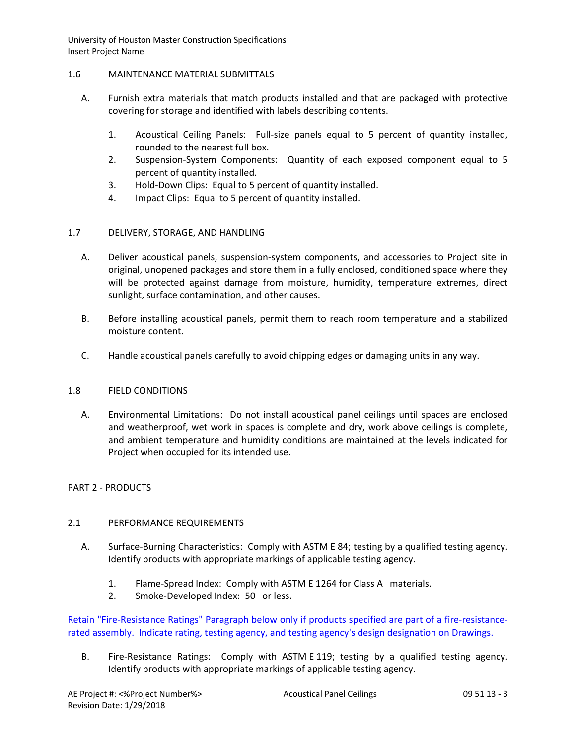## 1.6 MAINTENANCE MATERIAL SUBMITTALS

A. Furnish extra materials that match products installed and that are packaged with protective covering for storage and identified with labels describing contents.

1. Acoustical Ceiling Panels: Full-size panels equal to 5 percent of quantity installed, rounded to the nearest full box.
2. Suspension-System Components: Quantity of each exposed component equal to 5 percent of quantity installed.
3. Hold-Down Clips: Equal to 5 percent of quantity installed.
4. Impact Clips: Equal to 5 percent of quantity installed.

## 1.7 DELIVERY, STORAGE, AND HANDLING

A. Deliver acoustical panels, suspension-system components, and accessories to Project site in original, unopened packages and store them in a fully enclosed, conditioned space where they will be protected against damage from moisture, humidity, temperature extremes, direct sunlight, surface contamination, and other causes.

B. Before installing acoustical panels, permit them to reach room temperature and a stabilized moisture content.

C. Handle acoustical panels carefully to avoid chipping edges or damaging units in any way.

## 1.8 FIELD CONDITIONS

A. Environmental Limitations: Do not install acoustical panel ceilings until spaces are enclosed and weatherproof, wet work in spaces is complete and dry, work above ceilings is complete, and ambient temperature and humidity conditions are maintained at the levels indicated for Project when occupied for its intended use.

# PART 2 - PRODUCTS

## 2.1 PERFORMANCE REQUIREMENTS

A. Surface-Burning Characteristics: Comply with ASTM E 84; testing by a qualified testing agency. Identify products with appropriate markings of applicable testing agency.

1. Flame-Spread Index: Comply with ASTM E 1264 for Class A materials.
2. Smoke-Developed Index: 50 or less.

Retain "Fire-Resistance Ratings" Paragraph below only if products specified are part of a fire-resistance-rated assembly. Indicate rating, testing agency, and testing agency's design designation on Drawings.

B. Fire-Resistance Ratings: Comply with ASTM E 119; testing by a qualified testing agency. Identify products with appropriate markings of applicable testing agency.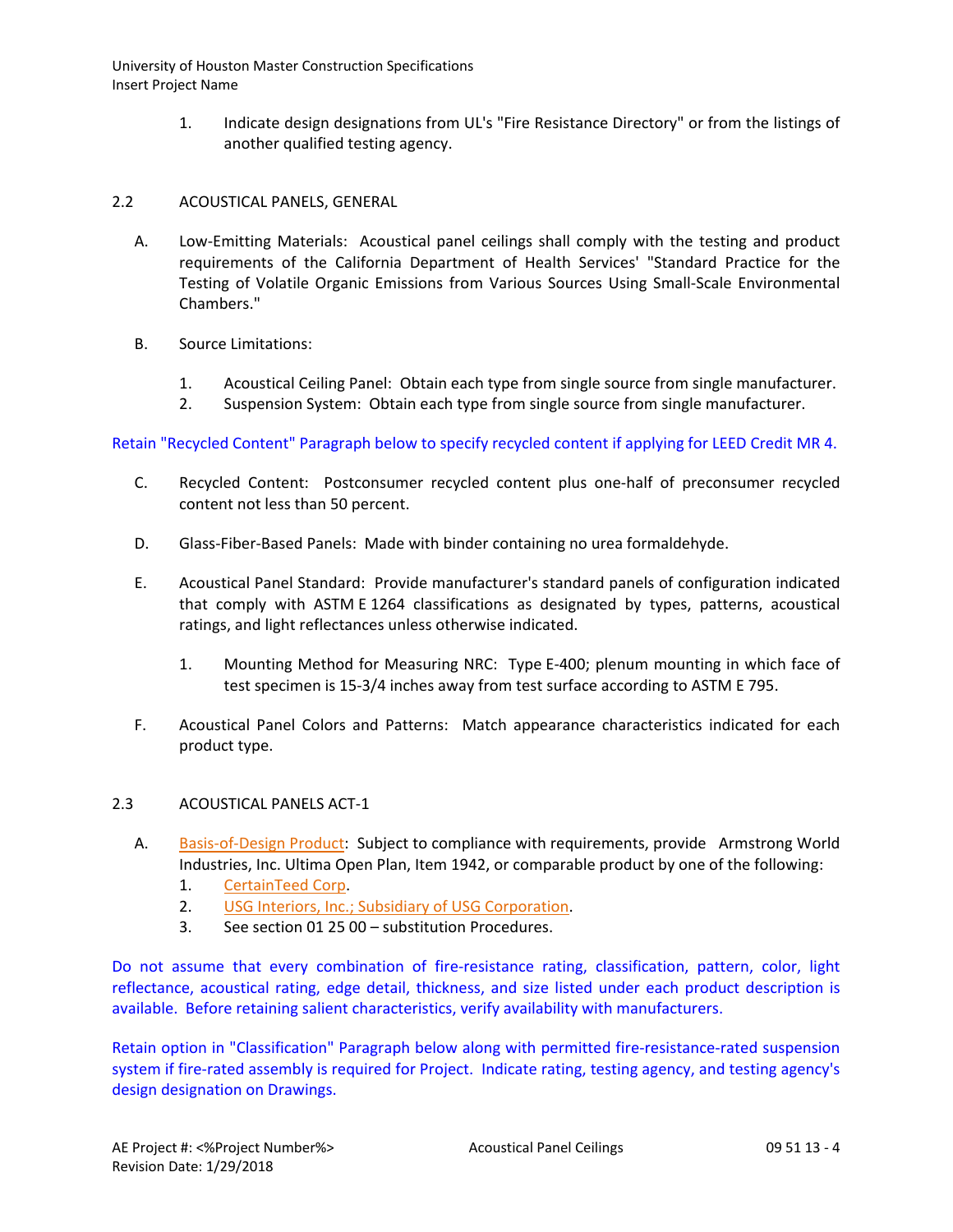1. Indicate design designations from UL's "Fire Resistance Directory" or from the listings of another qualified testing agency.

## 2.2 ACOUSTICAL PANELS, GENERAL

A. Low-Emitting Materials: Acoustical panel ceilings shall comply with the testing and product requirements of the California Department of Health Services' "Standard Practice for the Testing of Volatile Organic Emissions from Various Sources Using Small-Scale Environmental Chambers."

B. Source Limitations:

1. Acoustical Ceiling Panel: Obtain each type from single source from single manufacturer.
2. Suspension System: Obtain each type from single source from single manufacturer.

Retain "Recycled Content" Paragraph below to specify recycled content if applying for LEED Credit MR 4.

C. Recycled Content: Postconsumer recycled content plus one-half of preconsumer recycled content not less than 50 percent.

D. Glass-Fiber-Based Panels: Made with binder containing no urea formaldehyde.

E. Acoustical Panel Standard: Provide manufacturer's standard panels of configuration indicated that comply with ASTM E 1264 classifications as designated by types, patterns, acoustical ratings, and light reflectances unless otherwise indicated.

1. Mounting Method for Measuring NRC: Type E-400; plenum mounting in which face of test specimen is 15-3/4 inches away from test surface according to ASTM E 795.

F. Acoustical Panel Colors and Patterns: Match appearance characteristics indicated for each product type.

## 2.3 ACOUSTICAL PANELS ACT-1

A. Basis-of-Design Product: Subject to compliance with requirements, provide Armstrong World Industries, Inc. Ultima Open Plan, Item 1942, or comparable product by one of the following:
1. CertainTeed Corp.
2. USG Interiors, Inc.; Subsidiary of USG Corporation.
3. See section 01 25 00 – substitution Procedures.

Do not assume that every combination of fire-resistance rating, classification, pattern, color, light reflectance, acoustical rating, edge detail, thickness, and size listed under each product description is available. Before retaining salient characteristics, verify availability with manufacturers.

Retain option in "Classification" Paragraph below along with permitted fire-resistance-rated suspension system if fire-rated assembly is required for Project. Indicate rating, testing agency, and testing agency's design designation on Drawings.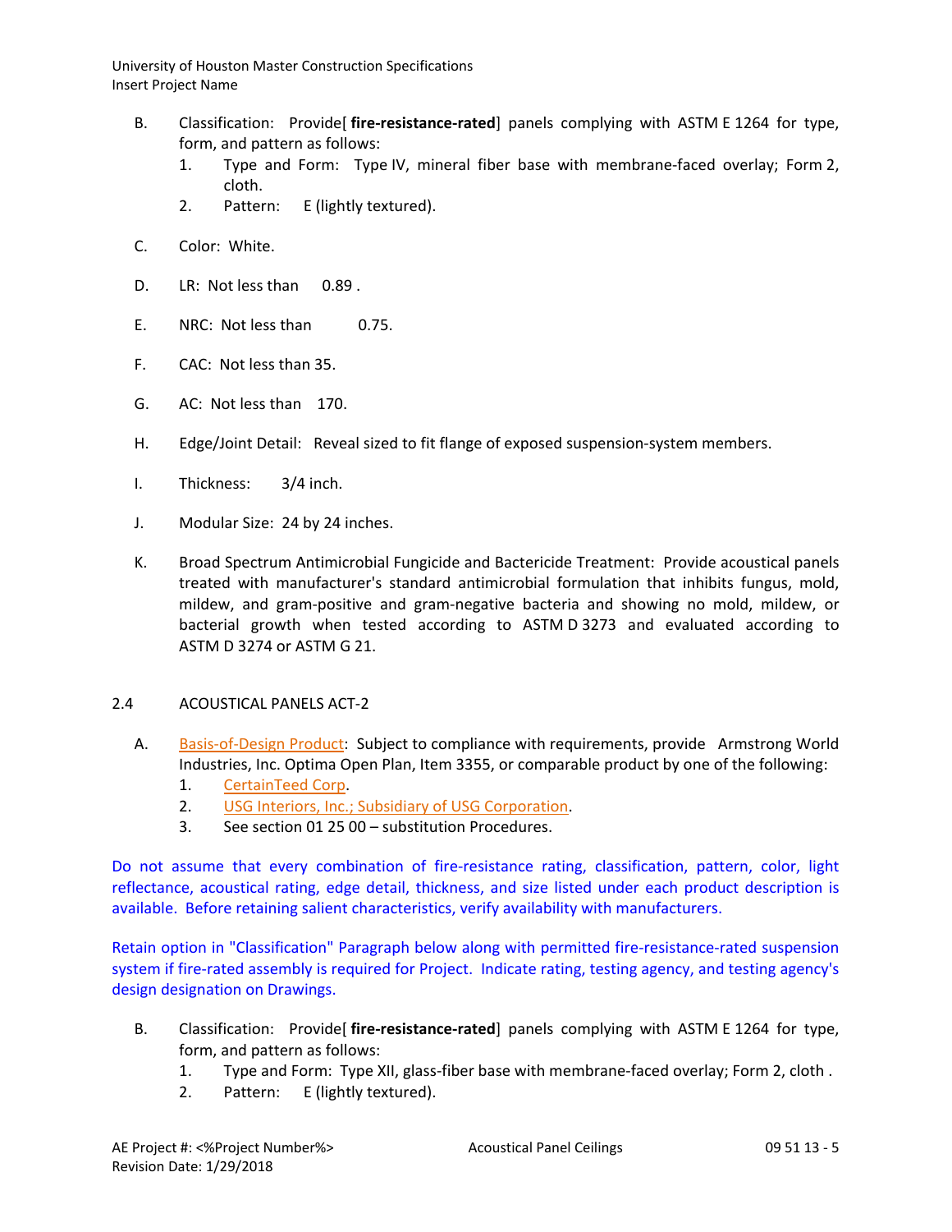B. Classification: Provide[ **fire-resistance-rated**] panels complying with ASTM E 1264 for type, form, and pattern as follows:
   1. Type and Form: Type IV, mineral fiber base with membrane-faced overlay; Form 2, cloth.
   2. Pattern: E (lightly textured).

C. Color: White.

D. LR: Not less than 0.89 .

E. NRC: Not less than 0.75.

F. CAC: Not less than 35.

G. AC: Not less than 170.

H. Edge/Joint Detail: Reveal sized to fit flange of exposed suspension-system members.

I. Thickness: 3/4 inch.

J. Modular Size: 24 by 24 inches.

K. Broad Spectrum Antimicrobial Fungicide and Bactericide Treatment: Provide acoustical panels treated with manufacturer's standard antimicrobial formulation that inhibits fungus, mold, mildew, and gram-positive and gram-negative bacteria and showing no mold, mildew, or bacterial growth when tested according to ASTM D 3273 and evaluated according to ASTM D 3274 or ASTM G 21.

## 2.4 ACOUSTICAL PANELS ACT-2

A. Basis-of-Design Product: Subject to compliance with requirements, provide Armstrong World Industries, Inc. Optima Open Plan, Item 3355, or comparable product by one of the following:
   1. CertainTeed Corp.
   2. USG Interiors, Inc.; Subsidiary of USG Corporation.
   3. See section 01 25 00 – substitution Procedures.

Do not assume that every combination of fire-resistance rating, classification, pattern, color, light reflectance, acoustical rating, edge detail, thickness, and size listed under each product description is available. Before retaining salient characteristics, verify availability with manufacturers.

Retain option in "Classification" Paragraph below along with permitted fire-resistance-rated suspension system if fire-rated assembly is required for Project. Indicate rating, testing agency, and testing agency's design designation on Drawings.

B. Classification: Provide[ **fire-resistance-rated**] panels complying with ASTM E 1264 for type, form, and pattern as follows:
   1. Type and Form: Type XII, glass-fiber base with membrane-faced overlay; Form 2, cloth .
   2. Pattern: E (lightly textured).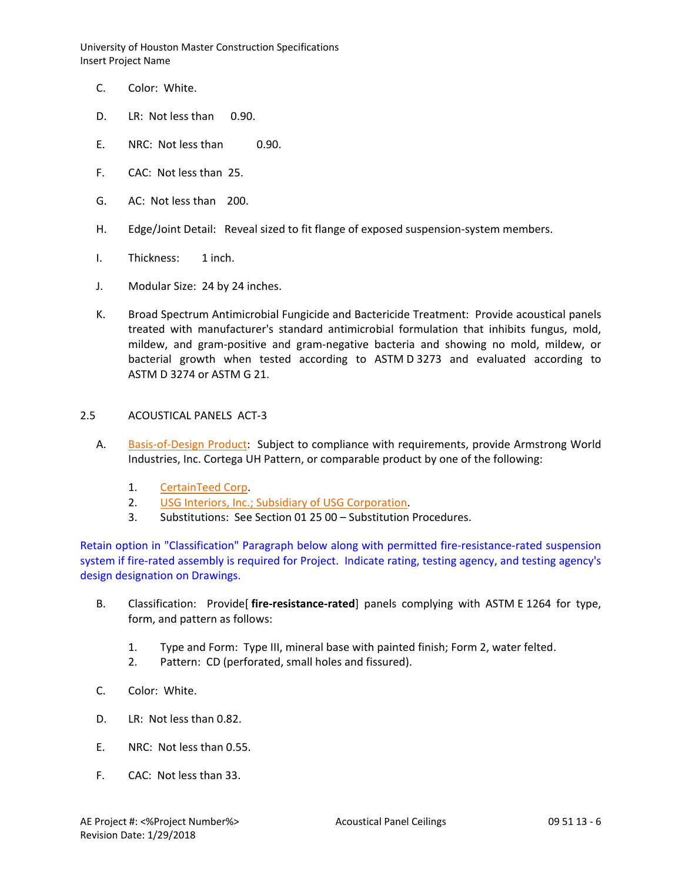C. Color: White.

D. LR: Not less than 0.90.

E. NRC: Not less than 0.90.

F. CAC: Not less than 25.

G. AC: Not less than 200.

H. Edge/Joint Detail: Reveal sized to fit flange of exposed suspension-system members.

I. Thickness: 1 inch.

J. Modular Size: 24 by 24 inches.

K. Broad Spectrum Antimicrobial Fungicide and Bactericide Treatment: Provide acoustical panels treated with manufacturer's standard antimicrobial formulation that inhibits fungus, mold, mildew, and gram-positive and gram-negative bacteria and showing no mold, mildew, or bacterial growth when tested according to ASTM D 3273 and evaluated according to ASTM D 3274 or ASTM G 21.

## 2.5 ACOUSTICAL PANELS ACT-3

A. Basis-of-Design Product: Subject to compliance with requirements, provide Armstrong World Industries, Inc. Cortega UH Pattern, or comparable product by one of the following:

1. CertainTeed Corp.
2. USG Interiors, Inc.; Subsidiary of USG Corporation.
3. Substitutions: See Section 01 25 00 – Substitution Procedures.

Retain option in "Classification" Paragraph below along with permitted fire-resistance-rated suspension system if fire-rated assembly is required for Project. Indicate rating, testing agency, and testing agency's design designation on Drawings.

B. Classification: Provide[ **fire-resistance-rated**] panels complying with ASTM E 1264 for type, form, and pattern as follows:

1. Type and Form: Type III, mineral base with painted finish; Form 2, water felted.
2. Pattern: CD (perforated, small holes and fissured).

C. Color: White.

D. LR: Not less than 0.82.

E. NRC: Not less than 0.55.

F. CAC: Not less than 33.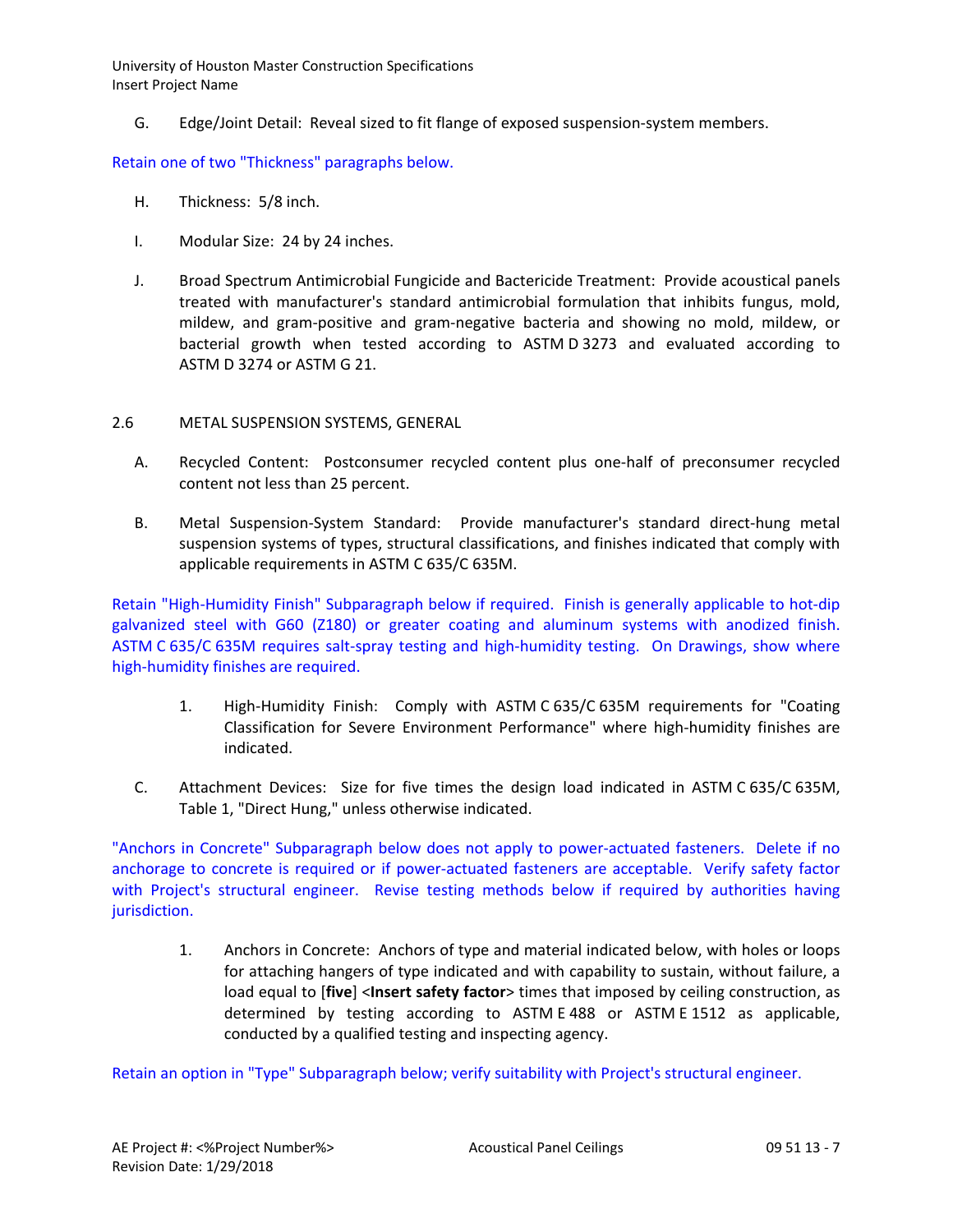G. Edge/Joint Detail: Reveal sized to fit flange of exposed suspension-system members.

Retain one of two "Thickness" paragraphs below.

H. Thickness: 5/8 inch.

I. Modular Size: 24 by 24 inches.

J. Broad Spectrum Antimicrobial Fungicide and Bactericide Treatment: Provide acoustical panels treated with manufacturer's standard antimicrobial formulation that inhibits fungus, mold, mildew, and gram-positive and gram-negative bacteria and showing no mold, mildew, or bacterial growth when tested according to ASTM D 3273 and evaluated according to ASTM D 3274 or ASTM G 21.

## 2.6 METAL SUSPENSION SYSTEMS, GENERAL

A. Recycled Content: Postconsumer recycled content plus one-half of preconsumer recycled content not less than 25 percent.

B. Metal Suspension-System Standard: Provide manufacturer's standard direct-hung metal suspension systems of types, structural classifications, and finishes indicated that comply with applicable requirements in ASTM C 635/C 635M.

Retain "High-Humidity Finish" Subparagraph below if required. Finish is generally applicable to hot-dip galvanized steel with G60 (Z180) or greater coating and aluminum systems with anodized finish. ASTM C 635/C 635M requires salt-spray testing and high-humidity testing. On Drawings, show where high-humidity finishes are required.

1. High-Humidity Finish: Comply with ASTM C 635/C 635M requirements for "Coating Classification for Severe Environment Performance" where high-humidity finishes are indicated.

C. Attachment Devices: Size for five times the design load indicated in ASTM C 635/C 635M, Table 1, "Direct Hung," unless otherwise indicated.

"Anchors in Concrete" Subparagraph below does not apply to power-actuated fasteners. Delete if no anchorage to concrete is required or if power-actuated fasteners are acceptable. Verify safety factor with Project's structural engineer. Revise testing methods below if required by authorities having jurisdiction.

1. Anchors in Concrete: Anchors of type and material indicated below, with holes or loops for attaching hangers of type indicated and with capability to sustain, without failure, a load equal to [**five**] <**Insert safety factor**> times that imposed by ceiling construction, as determined by testing according to ASTM E 488 or ASTM E 1512 as applicable, conducted by a qualified testing and inspecting agency.

Retain an option in "Type" Subparagraph below; verify suitability with Project's structural engineer.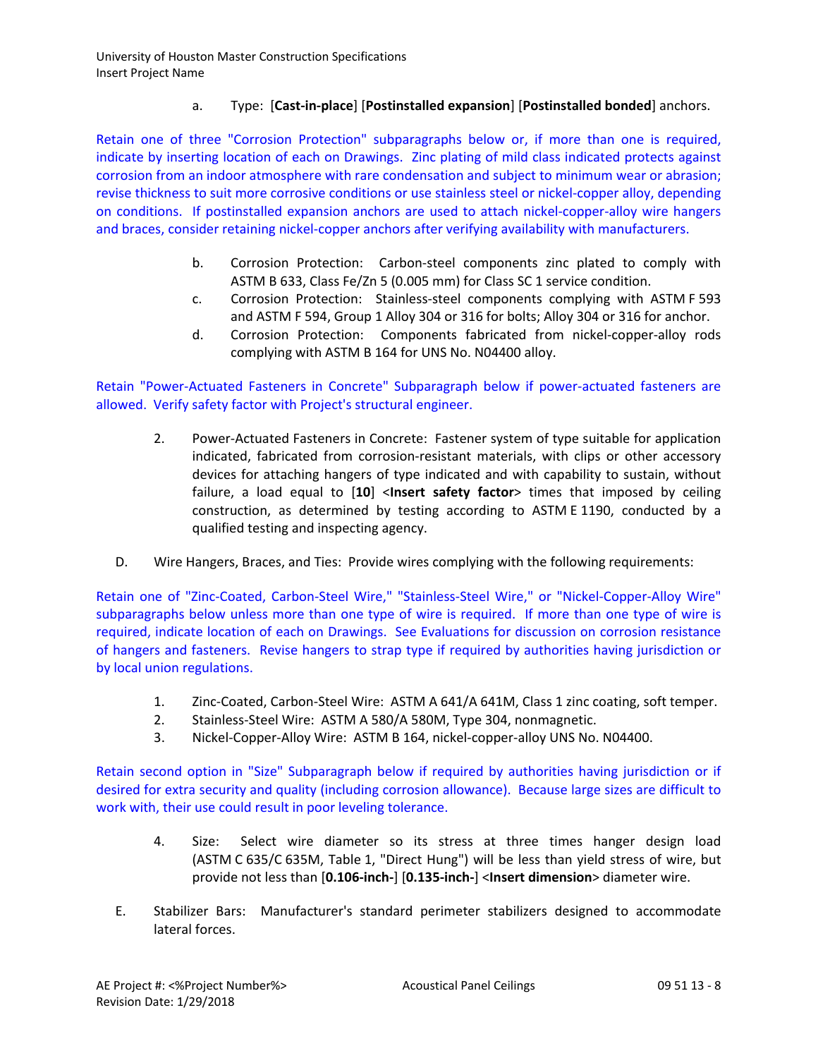a. Type: [**Cast-in-place**] [**Postinstalled expansion**] [**Postinstalled bonded**] anchors.

Retain one of three "Corrosion Protection" subparagraphs below or, if more than one is required, indicate by inserting location of each on Drawings. Zinc plating of mild class indicated protects against corrosion from an indoor atmosphere with rare condensation and subject to minimum wear or abrasion; revise thickness to suit more corrosive conditions or use stainless steel or nickel-copper alloy, depending on conditions. If postinstalled expansion anchors are used to attach nickel-copper-alloy wire hangers and braces, consider retaining nickel-copper anchors after verifying availability with manufacturers.

b. Corrosion Protection: Carbon-steel components zinc plated to comply with ASTM B 633, Class Fe/Zn 5 (0.005 mm) for Class SC 1 service condition.

c. Corrosion Protection: Stainless-steel components complying with ASTM F 593 and ASTM F 594, Group 1 Alloy 304 or 316 for bolts; Alloy 304 or 316 for anchor.

d. Corrosion Protection: Components fabricated from nickel-copper-alloy rods complying with ASTM B 164 for UNS No. N04400 alloy.

Retain "Power-Actuated Fasteners in Concrete" Subparagraph below if power-actuated fasteners are allowed. Verify safety factor with Project's structural engineer.

2. Power-Actuated Fasteners in Concrete: Fastener system of type suitable for application indicated, fabricated from corrosion-resistant materials, with clips or other accessory devices for attaching hangers of type indicated and with capability to sustain, without failure, a load equal to [**10**] <**Insert safety factor**> times that imposed by ceiling construction, as determined by testing according to ASTM E 1190, conducted by a qualified testing and inspecting agency.

D. Wire Hangers, Braces, and Ties: Provide wires complying with the following requirements:

Retain one of "Zinc-Coated, Carbon-Steel Wire," "Stainless-Steel Wire," or "Nickel-Copper-Alloy Wire" subparagraphs below unless more than one type of wire is required. If more than one type of wire is required, indicate location of each on Drawings. See Evaluations for discussion on corrosion resistance of hangers and fasteners. Revise hangers to strap type if required by authorities having jurisdiction or by local union regulations.

1. Zinc-Coated, Carbon-Steel Wire: ASTM A 641/A 641M, Class 1 zinc coating, soft temper.
2. Stainless-Steel Wire: ASTM A 580/A 580M, Type 304, nonmagnetic.
3. Nickel-Copper-Alloy Wire: ASTM B 164, nickel-copper-alloy UNS No. N04400.

Retain second option in "Size" Subparagraph below if required by authorities having jurisdiction or if desired for extra security and quality (including corrosion allowance). Because large sizes are difficult to work with, their use could result in poor leveling tolerance.

4. Size: Select wire diameter so its stress at three times hanger design load (ASTM C 635/C 635M, Table 1, "Direct Hung") will be less than yield stress of wire, but provide not less than [**0.106-inch-**] [**0.135-inch-**] <**Insert dimension**> diameter wire.

E. Stabilizer Bars: Manufacturer's standard perimeter stabilizers designed to accommodate lateral forces.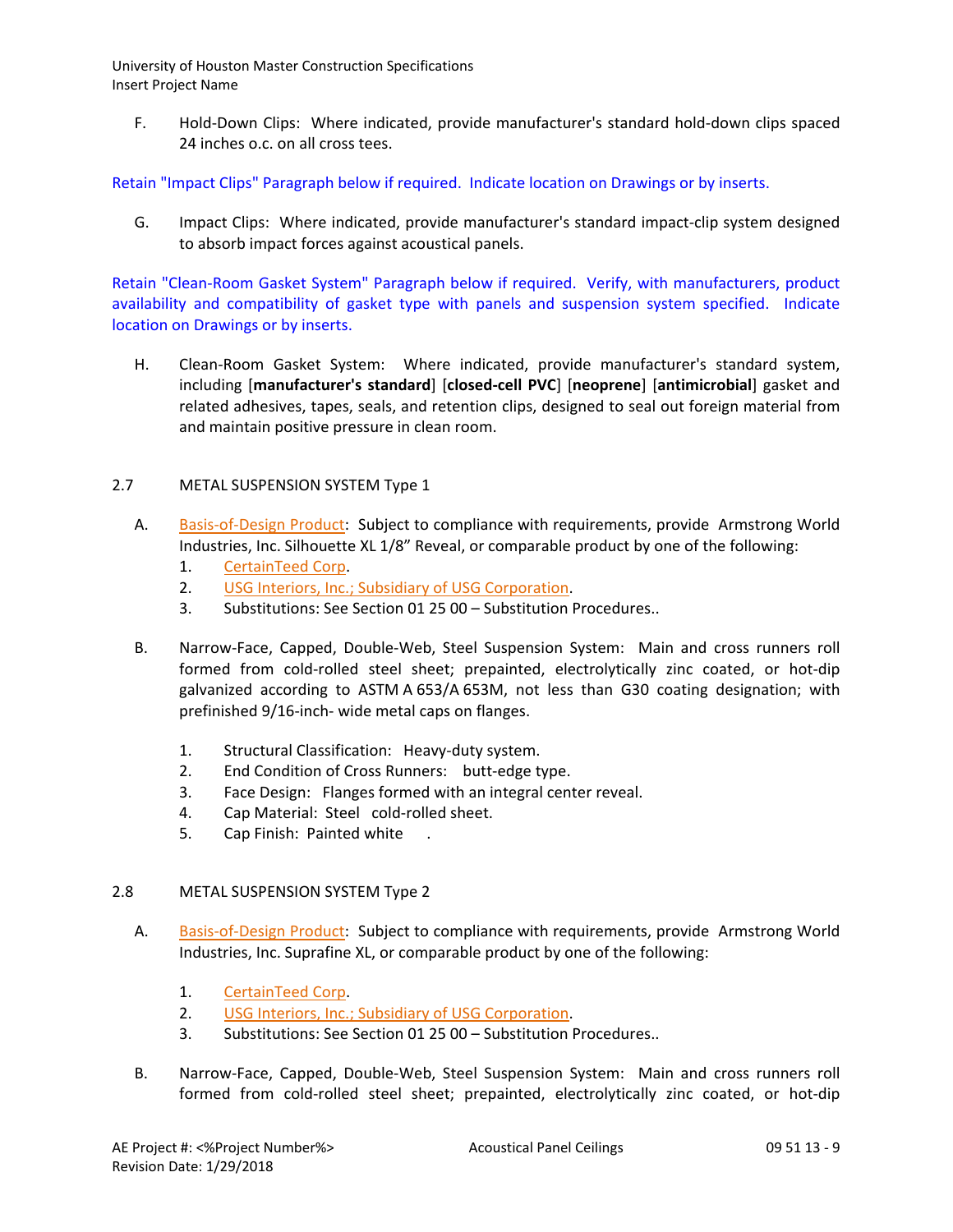F. Hold-Down Clips: Where indicated, provide manufacturer's standard hold-down clips spaced 24 inches o.c. on all cross tees.

Retain "Impact Clips" Paragraph below if required. Indicate location on Drawings or by inserts.

G. Impact Clips: Where indicated, provide manufacturer's standard impact-clip system designed to absorb impact forces against acoustical panels.

Retain "Clean-Room Gasket System" Paragraph below if required. Verify, with manufacturers, product availability and compatibility of gasket type with panels and suspension system specified. Indicate location on Drawings or by inserts.

H. Clean-Room Gasket System: Where indicated, provide manufacturer's standard system, including [**manufacturer's standard**] [**closed-cell PVC**] [**neoprene**] [**antimicrobial**] gasket and related adhesives, tapes, seals, and retention clips, designed to seal out foreign material from and maintain positive pressure in clean room.

## 2.7 METAL SUSPENSION SYSTEM Type 1

A. Basis-of-Design Product: Subject to compliance with requirements, provide Armstrong World Industries, Inc. Silhouette XL 1/8" Reveal, or comparable product by one of the following:
   1. CertainTeed Corp.
   2. USG Interiors, Inc.; Subsidiary of USG Corporation.
   3. Substitutions: See Section 01 25 00 – Substitution Procedures..

B. Narrow-Face, Capped, Double-Web, Steel Suspension System: Main and cross runners roll formed from cold-rolled steel sheet; prepainted, electrolytically zinc coated, or hot-dip galvanized according to ASTM A 653/A 653M, not less than G30 coating designation; with prefinished 9/16-inch- wide metal caps on flanges.

   1. Structural Classification: Heavy-duty system.
   2. End Condition of Cross Runners: butt-edge type.
   3. Face Design: Flanges formed with an integral center reveal.
   4. Cap Material: Steel cold-rolled sheet.
   5. Cap Finish: Painted white .

## 2.8 METAL SUSPENSION SYSTEM Type 2

A. Basis-of-Design Product: Subject to compliance with requirements, provide Armstrong World Industries, Inc. Suprafine XL, or comparable product by one of the following:

   1. CertainTeed Corp.
   2. USG Interiors, Inc.; Subsidiary of USG Corporation.
   3. Substitutions: See Section 01 25 00 – Substitution Procedures..

B. Narrow-Face, Capped, Double-Web, Steel Suspension System: Main and cross runners roll formed from cold-rolled steel sheet; prepainted, electrolytically zinc coated, or hot-dip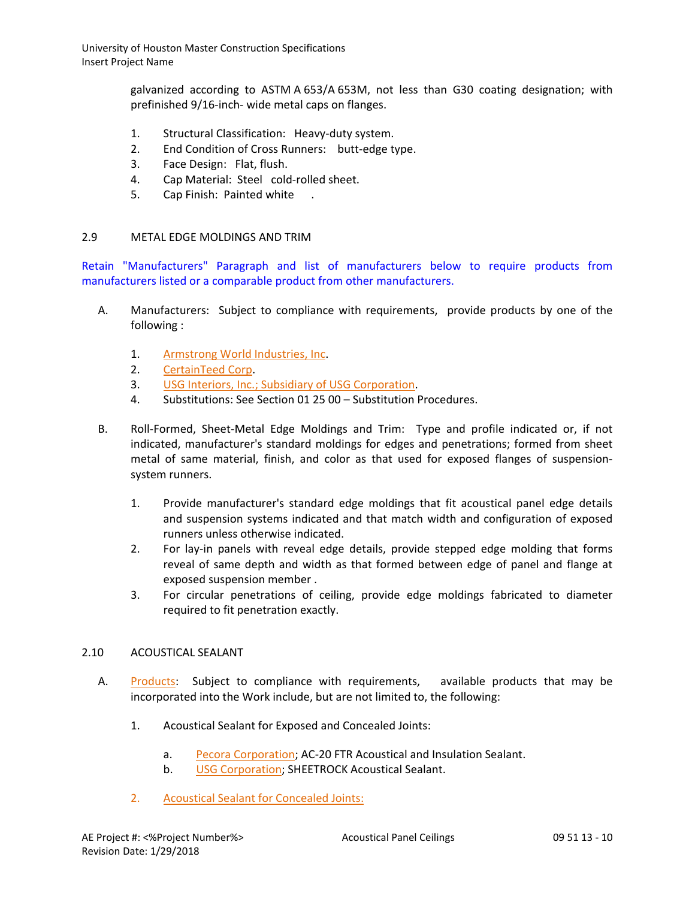galvanized according to ASTM A 653/A 653M, not less than G30 coating designation; with prefinished 9/16-inch- wide metal caps on flanges.

1. Structural Classification: Heavy-duty system.
2. End Condition of Cross Runners: butt-edge type.
3. Face Design: Flat, flush.
4. Cap Material: Steel cold-rolled sheet.
5. Cap Finish: Painted white .

## 2.9 METAL EDGE MOLDINGS AND TRIM

Retain "Manufacturers" Paragraph and list of manufacturers below to require products from manufacturers listed or a comparable product from other manufacturers.

A. Manufacturers: Subject to compliance with requirements, provide products by one of the following :

   1. Armstrong World Industries, Inc.
   2. CertainTeed Corp.
   3. USG Interiors, Inc.; Subsidiary of USG Corporation.
   4. Substitutions: See Section 01 25 00 – Substitution Procedures.

B. Roll-Formed, Sheet-Metal Edge Moldings and Trim: Type and profile indicated or, if not indicated, manufacturer's standard moldings for edges and penetrations; formed from sheet metal of same material, finish, and color as that used for exposed flanges of suspension-system runners.

   1. Provide manufacturer's standard edge moldings that fit acoustical panel edge details and suspension systems indicated and that match width and configuration of exposed runners unless otherwise indicated.
   2. For lay-in panels with reveal edge details, provide stepped edge molding that forms reveal of same depth and width as that formed between edge of panel and flange at exposed suspension member .
   3. For circular penetrations of ceiling, provide edge moldings fabricated to diameter required to fit penetration exactly.

## 2.10 ACOUSTICAL SEALANT

A. Products: Subject to compliance with requirements, available products that may be incorporated into the Work include, but are not limited to, the following:

   1. Acoustical Sealant for Exposed and Concealed Joints:

      a. Pecora Corporation; AC-20 FTR Acoustical and Insulation Sealant.
      b. USG Corporation; SHEETROCK Acoustical Sealant.

   2. Acoustical Sealant for Concealed Joints: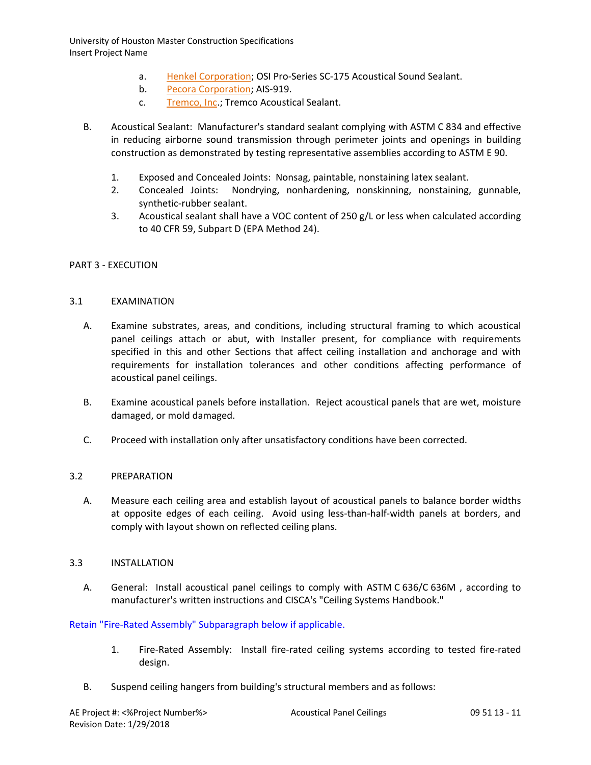a. Henkel Corporation; OSI Pro-Series SC-175 Acoustical Sound Sealant.
b. Pecora Corporation; AIS-919.
c. Tremco, Inc.; Tremco Acoustical Sealant.

B. Acoustical Sealant: Manufacturer's standard sealant complying with ASTM C 834 and effective in reducing airborne sound transmission through perimeter joints and openings in building construction as demonstrated by testing representative assemblies according to ASTM E 90.

1. Exposed and Concealed Joints: Nonsag, paintable, nonstaining latex sealant.
2. Concealed Joints: Nondrying, nonhardening, nonskinning, nonstaining, gunnable, synthetic-rubber sealant.
3. Acoustical sealant shall have a VOC content of 250 g/L or less when calculated according to 40 CFR 59, Subpart D (EPA Method 24).

## PART 3 - EXECUTION

### 3.1 EXAMINATION

A. Examine substrates, areas, and conditions, including structural framing to which acoustical panel ceilings attach or abut, with Installer present, for compliance with requirements specified in this and other Sections that affect ceiling installation and anchorage and with requirements for installation tolerances and other conditions affecting performance of acoustical panel ceilings.

B. Examine acoustical panels before installation. Reject acoustical panels that are wet, moisture damaged, or mold damaged.

C. Proceed with installation only after unsatisfactory conditions have been corrected.

### 3.2 PREPARATION

A. Measure each ceiling area and establish layout of acoustical panels to balance border widths at opposite edges of each ceiling. Avoid using less-than-half-width panels at borders, and comply with layout shown on reflected ceiling plans.

### 3.3 INSTALLATION

A. General: Install acoustical panel ceilings to comply with ASTM C 636/C 636M , according to manufacturer's written instructions and CISCA's "Ceiling Systems Handbook."

Retain "Fire-Rated Assembly" Subparagraph below if applicable.

1. Fire-Rated Assembly: Install fire-rated ceiling systems according to tested fire-rated design.

B. Suspend ceiling hangers from building's structural members and as follows: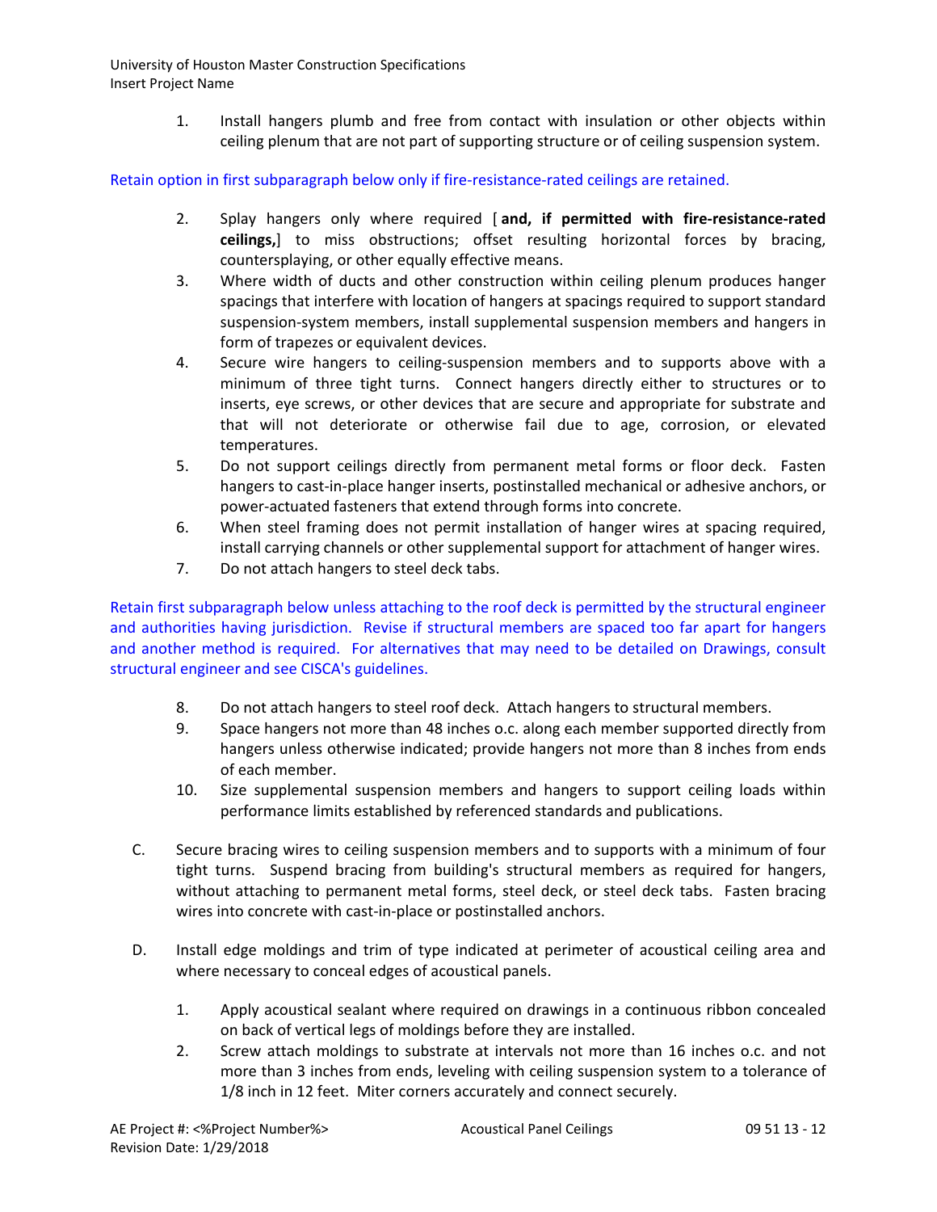1. Install hangers plumb and free from contact with insulation or other objects within ceiling plenum that are not part of supporting structure or of ceiling suspension system.

Retain option in first subparagraph below only if fire-resistance-rated ceilings are retained.

2. Splay hangers only where required [ **and, if permitted with fire-resistance-rated ceilings,**] to miss obstructions; offset resulting horizontal forces by bracing, countersplaying, or other equally effective means.
3. Where width of ducts and other construction within ceiling plenum produces hanger spacings that interfere with location of hangers at spacings required to support standard suspension-system members, install supplemental suspension members and hangers in form of trapezes or equivalent devices.
4. Secure wire hangers to ceiling-suspension members and to supports above with a minimum of three tight turns. Connect hangers directly either to structures or to inserts, eye screws, or other devices that are secure and appropriate for substrate and that will not deteriorate or otherwise fail due to age, corrosion, or elevated temperatures.
5. Do not support ceilings directly from permanent metal forms or floor deck. Fasten hangers to cast-in-place hanger inserts, postinstalled mechanical or adhesive anchors, or power-actuated fasteners that extend through forms into concrete.
6. When steel framing does not permit installation of hanger wires at spacing required, install carrying channels or other supplemental support for attachment of hanger wires.
7. Do not attach hangers to steel deck tabs.

Retain first subparagraph below unless attaching to the roof deck is permitted by the structural engineer and authorities having jurisdiction. Revise if structural members are spaced too far apart for hangers and another method is required. For alternatives that may need to be detailed on Drawings, consult structural engineer and see CISCA's guidelines.

8. Do not attach hangers to steel roof deck. Attach hangers to structural members.
9. Space hangers not more than 48 inches o.c. along each member supported directly from hangers unless otherwise indicated; provide hangers not more than 8 inches from ends of each member.
10. Size supplemental suspension members and hangers to support ceiling loads within performance limits established by referenced standards and publications.

C. Secure bracing wires to ceiling suspension members and to supports with a minimum of four tight turns. Suspend bracing from building's structural members as required for hangers, without attaching to permanent metal forms, steel deck, or steel deck tabs. Fasten bracing wires into concrete with cast-in-place or postinstalled anchors.

D. Install edge moldings and trim of type indicated at perimeter of acoustical ceiling area and where necessary to conceal edges of acoustical panels.

1. Apply acoustical sealant where required on drawings in a continuous ribbon concealed on back of vertical legs of moldings before they are installed.
2. Screw attach moldings to substrate at intervals not more than 16 inches o.c. and not more than 3 inches from ends, leveling with ceiling suspension system to a tolerance of 1/8 inch in 12 feet. Miter corners accurately and connect securely.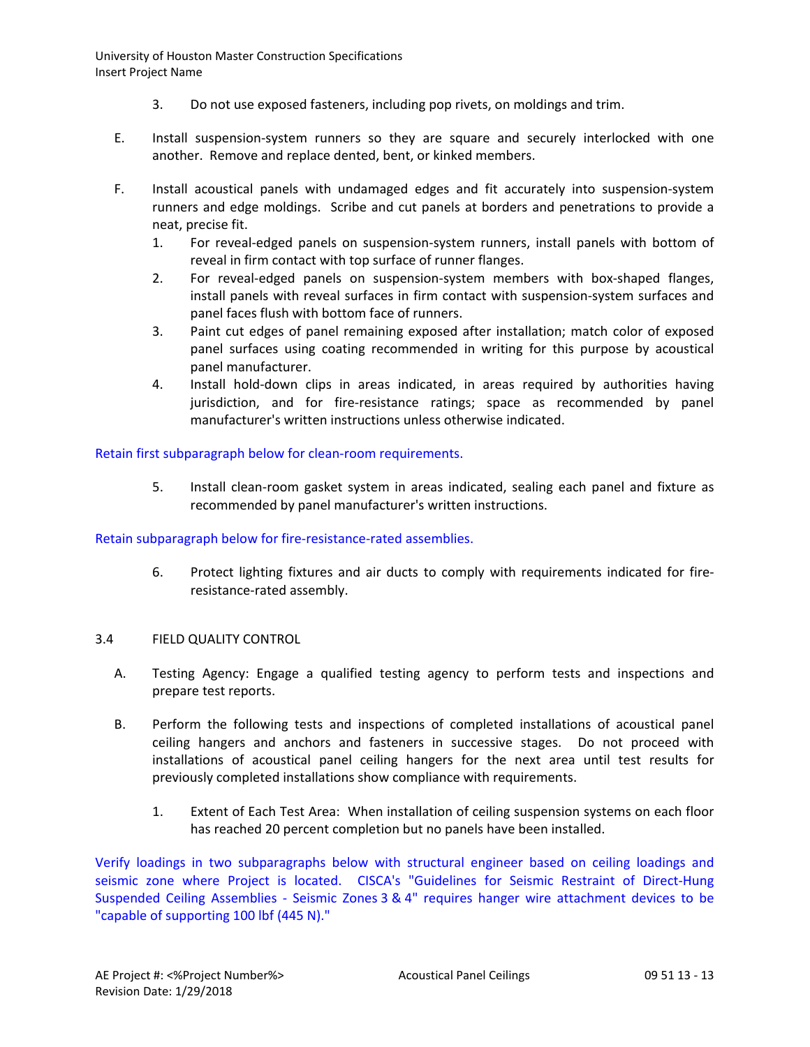3. Do not use exposed fasteners, including pop rivets, on moldings and trim.

E. Install suspension-system runners so they are square and securely interlocked with one another. Remove and replace dented, bent, or kinked members.

F. Install acoustical panels with undamaged edges and fit accurately into suspension-system runners and edge moldings. Scribe and cut panels at borders and penetrations to provide a neat, precise fit.

1. For reveal-edged panels on suspension-system runners, install panels with bottom of reveal in firm contact with top surface of runner flanges.
2. For reveal-edged panels on suspension-system members with box-shaped flanges, install panels with reveal surfaces in firm contact with suspension-system surfaces and panel faces flush with bottom face of runners.
3. Paint cut edges of panel remaining exposed after installation; match color of exposed panel surfaces using coating recommended in writing for this purpose by acoustical panel manufacturer.
4. Install hold-down clips in areas indicated, in areas required by authorities having jurisdiction, and for fire-resistance ratings; space as recommended by panel manufacturer's written instructions unless otherwise indicated.

Retain first subparagraph below for clean-room requirements.

5. Install clean-room gasket system in areas indicated, sealing each panel and fixture as recommended by panel manufacturer's written instructions.

Retain subparagraph below for fire-resistance-rated assemblies.

6. Protect lighting fixtures and air ducts to comply with requirements indicated for fire-resistance-rated assembly.

## 3.4 FIELD QUALITY CONTROL

A. Testing Agency: Engage a qualified testing agency to perform tests and inspections and prepare test reports.

B. Perform the following tests and inspections of completed installations of acoustical panel ceiling hangers and anchors and fasteners in successive stages. Do not proceed with installations of acoustical panel ceiling hangers for the next area until test results for previously completed installations show compliance with requirements.

1. Extent of Each Test Area: When installation of ceiling suspension systems on each floor has reached 20 percent completion but no panels have been installed.

Verify loadings in two subparagraphs below with structural engineer based on ceiling loadings and seismic zone where Project is located. CISCA's "Guidelines for Seismic Restraint of Direct-Hung Suspended Ceiling Assemblies - Seismic Zones 3 & 4" requires hanger wire attachment devices to be "capable of supporting 100 lbf (445 N)."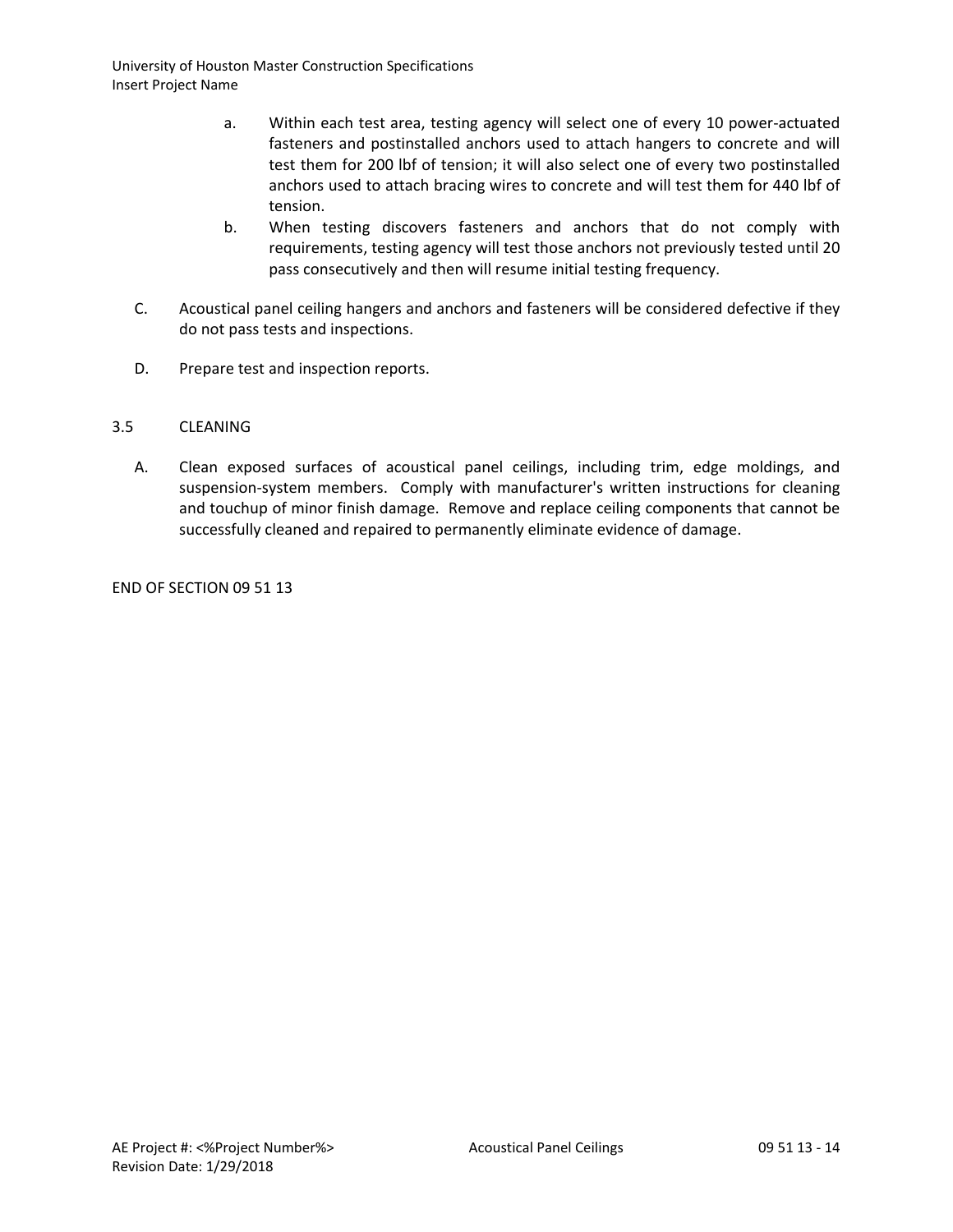a. Within each test area, testing agency will select one of every 10 power-actuated fasteners and postinstalled anchors used to attach hangers to concrete and will test them for 200 lbf of tension; it will also select one of every two postinstalled anchors used to attach bracing wires to concrete and will test them for 440 lbf of tension.

b. When testing discovers fasteners and anchors that do not comply with requirements, testing agency will test those anchors not previously tested until 20 pass consecutively and then will resume initial testing frequency.

C. Acoustical panel ceiling hangers and anchors and fasteners will be considered defective if they do not pass tests and inspections.

D. Prepare test and inspection reports.

## 3.5 CLEANING

A. Clean exposed surfaces of acoustical panel ceilings, including trim, edge moldings, and suspension-system members. Comply with manufacturer's written instructions for cleaning and touchup of minor finish damage. Remove and replace ceiling components that cannot be successfully cleaned and repaired to permanently eliminate evidence of damage.

END OF SECTION 09 51 13